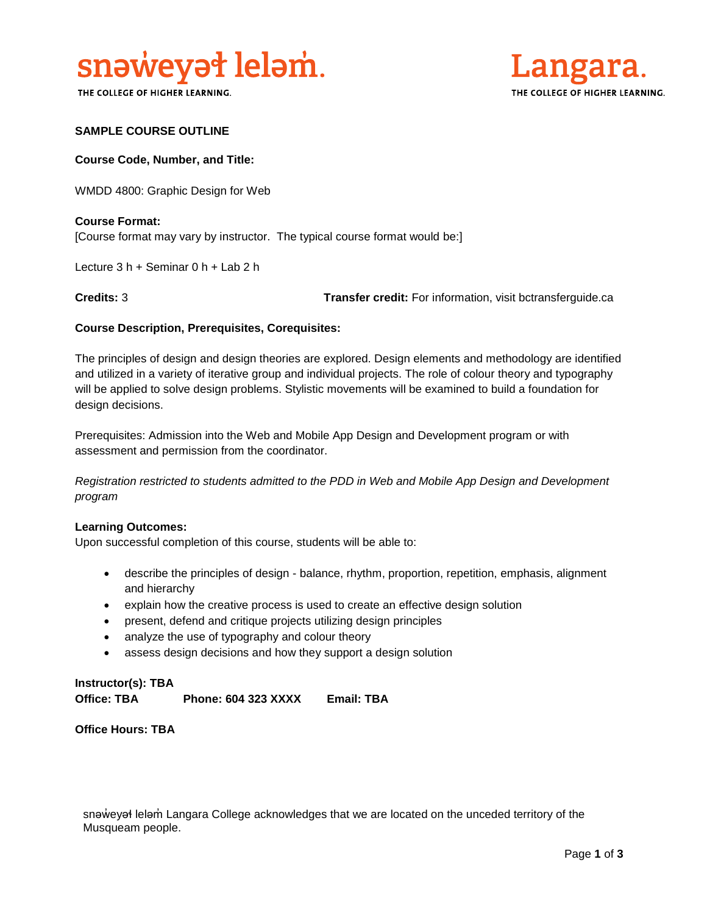snəw̓eyəɬ leləm̓.

THE COLLEGE OF HIGHER LEARNING.

Langara.

THE COLLEGE OF HIGHER LEARNING.

**SAMPLE COURSE OUTLINE**

**Course Code, Number, and Title:**

WMDD 4800: Graphic Design for Web

**Course Format:**
[Course format may vary by instructor. The typical course format would be:]

Lecture 3 h + Seminar 0 h + Lab 2 h

**Credits:** 3 **Transfer credit:** For information, visit bctransferguide.ca

**Course Description, Prerequisites, Corequisites:**

The principles of design and design theories are explored. Design elements and methodology are identified and utilized in a variety of iterative group and individual projects. The role of colour theory and typography will be applied to solve design problems. Stylistic movements will be examined to build a foundation for design decisions.

Prerequisites: Admission into the Web and Mobile App Design and Development program or with assessment and permission from the coordinator.

*Registration restricted to students admitted to the PDD in Web and Mobile App Design and Development program*

**Learning Outcomes:**
Upon successful completion of this course, students will be able to:

- describe the principles of design - balance, rhythm, proportion, repetition, emphasis, alignment and hierarchy
- explain how the creative process is used to create an effective design solution
- present, defend and critique projects utilizing design principles
- analyze the use of typography and colour theory
- assess design decisions and how they support a design solution

**Instructor(s): TBA**
**Office: TBA** **Phone: 604 323 XXXX** **Email: TBA**

**Office Hours: TBA**

snəw̓eyəɬ leləm̓ Langara College acknowledges that we are located on the unceded territory of the Musqueam people.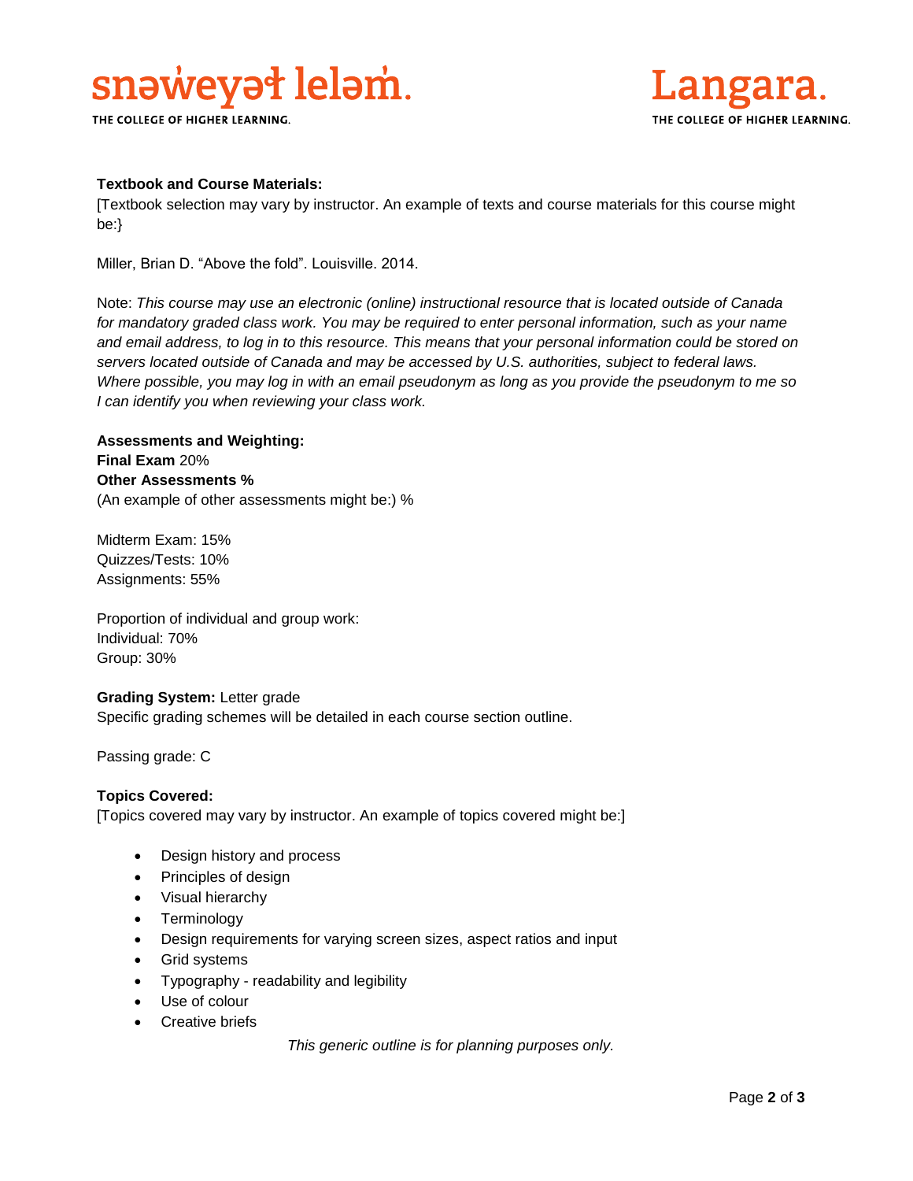**Textbook and Course Materials:**

[Textbook selection may vary by instructor. An example of texts and course materials for this course might be:}

Miller, Brian D. “Above the fold”. Louisville. 2014.

Note: *This course may use an electronic (online) instructional resource that is located outside of Canada for mandatory graded class work. You may be required to enter personal information, such as your name and email address, to log in to this resource. This means that your personal information could be stored on servers located outside of Canada and may be accessed by U.S. authorities, subject to federal laws. Where possible, you may log in with an email pseudonym as long as you provide the pseudonym to me so I can identify you when reviewing your class work.*

**Assessments and Weighting:**
**Final Exam** 20%
**Other Assessments %**
(An example of other assessments might be:) %

Midterm Exam: 15%
Quizzes/Tests: 10%
Assignments: 55%

Proportion of individual and group work:
Individual: 70%
Group: 30%

**Grading System:** Letter grade
Specific grading schemes will be detailed in each course section outline.

Passing grade: C

**Topics Covered:**
[Topics covered may vary by instructor. An example of topics covered might be:]

- Design history and process
- Principles of design
- Visual hierarchy
- Terminology
- Design requirements for varying screen sizes, aspect ratios and input
- Grid systems
- Typography - readability and legibility
- Use of colour
- Creative briefs

*This generic outline is for planning purposes only.*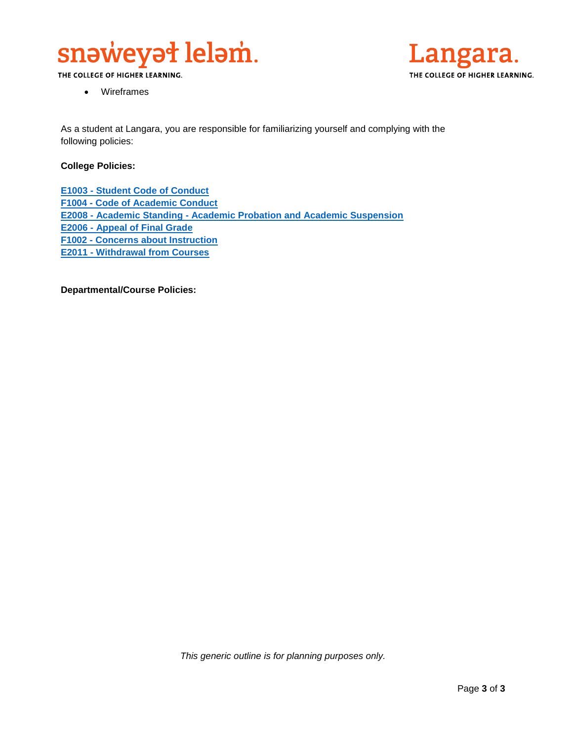- Wireframes

As a student at Langara, you are responsible for familiarizing yourself and complying with the following policies:

**College Policies:**

**E1003 - Student Code of Conduct**
**F1004 - Code of Academic Conduct**
**E2008 - Academic Standing - Academic Probation and Academic Suspension**
**E2006 - Appeal of Final Grade**
**F1002 - Concerns about Instruction**
**E2011 - Withdrawal from Courses**

**Departmental/Course Policies:**

*This generic outline is for planning purposes only.*